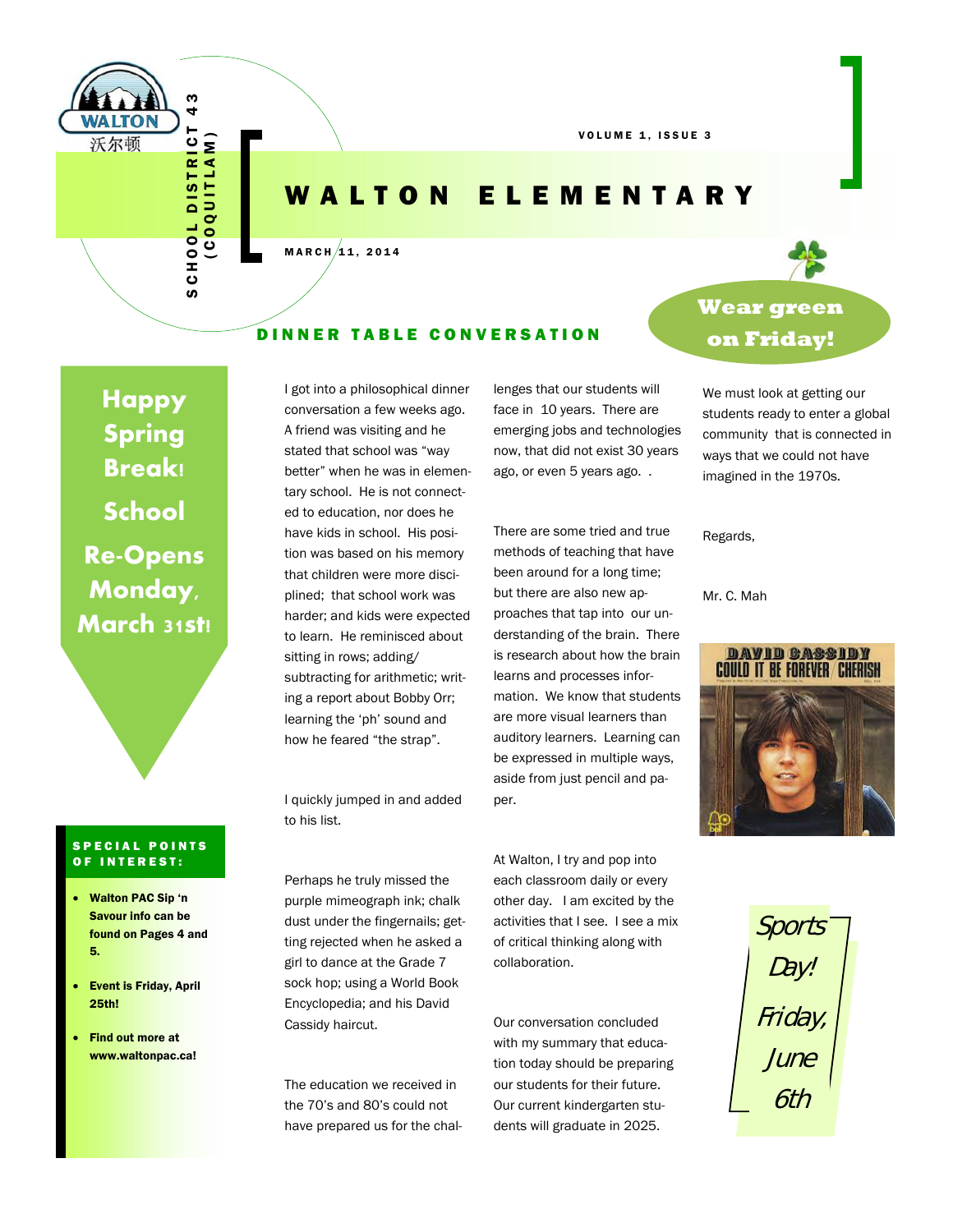WALTON
沃尔顿

SCHOOL DISTRICT 43 (COQUITLAM)

VOLUME 1, ISSUE 3

# WALTON ELEMENTARY

MARCH 11, 2014

**Wear green on Friday!**

**Happy Spring Break!**

**School Re-Opens Monday, March 31st!**

## DINNER TABLE CONVERSATION

I got into a philosophical dinner conversation a few weeks ago. A friend was visiting and he stated that school was "way better" when he was in elementary school. He is not connected to education, nor does he have kids in school. His position was based on his memory that children were more disciplined; that school work was harder; and kids were expected to learn. He reminisced about sitting in rows; adding/ subtracting for arithmetic; writing a report about Bobby Orr; learning the 'ph' sound and how he feared "the strap".

I quickly jumped in and added to his list.

Perhaps he truly missed the purple mimeograph ink; chalk dust under the fingernails; getting rejected when he asked a girl to dance at the Grade 7 sock hop; using a World Book Encyclopedia; and his David Cassidy haircut.

The education we received in the 70's and 80's could not have prepared us for the challenges that our students will face in 10 years. There are emerging jobs and technologies now, that did not exist 30 years ago, or even 5 years ago. .

There are some tried and true methods of teaching that have been around for a long time; but there are also new approaches that tap into our understanding of the brain. There is research about how the brain learns and processes information. We know that students are more visual learners than auditory learners. Learning can be expressed in multiple ways, aside from just pencil and paper.

At Walton, I try and pop into each classroom daily or every other day. I am excited by the activities that I see. I see a mix of critical thinking along with collaboration.

Our conversation concluded with my summary that education today should be preparing our students for their future. Our current kindergarten students will graduate in 2025.

We must look at getting our students ready to enter a global community that is connected in ways that we could not have imagined in the 1970s.

Regards,

Mr. C. Mah

DAVID CASSIDY
COULD IT BE FOREVER / CHERISH

*Sports Day! Friday, June 6th*

### SPECIAL POINTS OF INTEREST:

- **Walton PAC Sip 'n Savour info can be found on Pages 4 and 5.**
- **Event is Friday, April 25th!**
- **Find out more at www.waltonpac.ca!**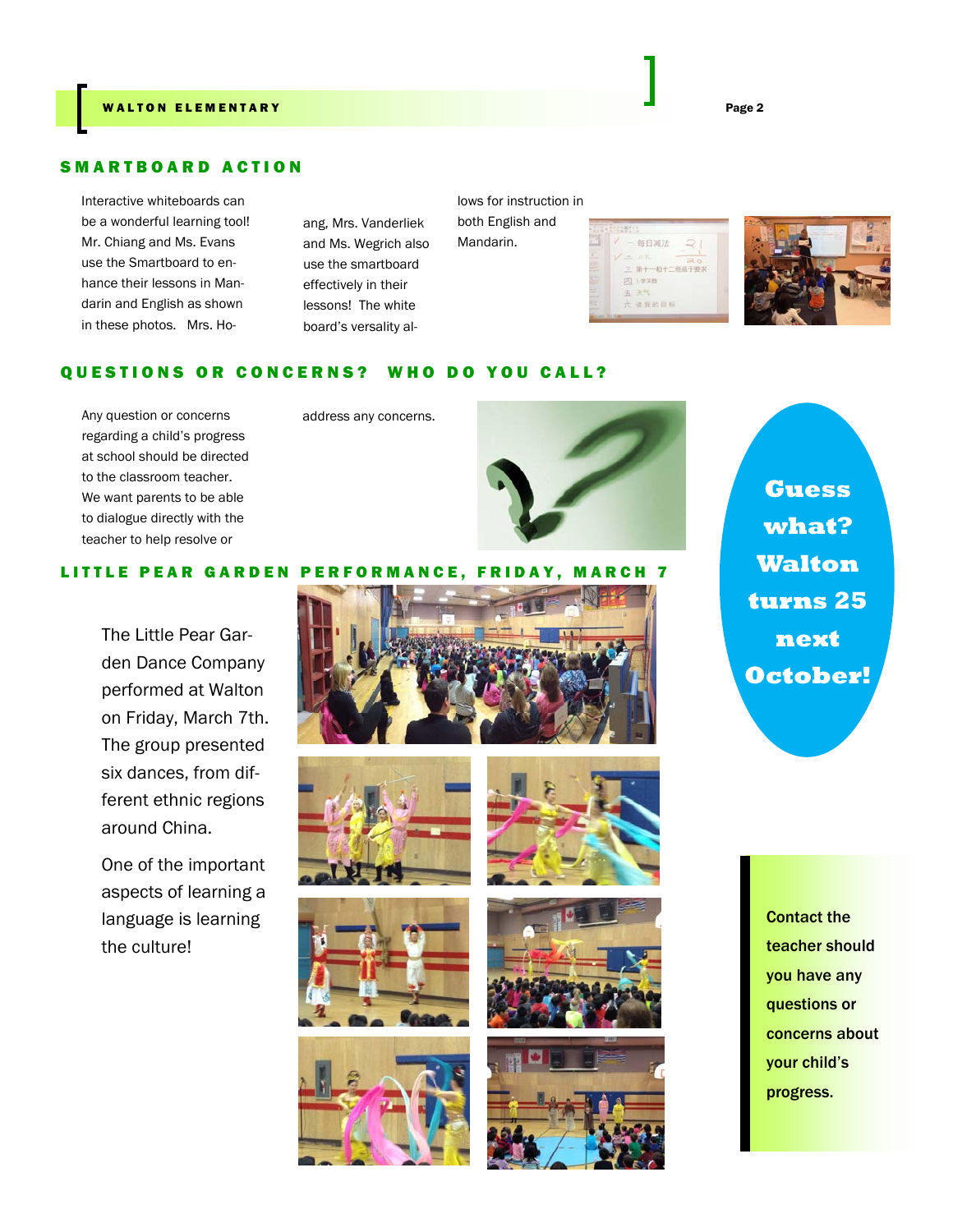## SMARTBOARD ACTION

Interactive whiteboards can be a wonderful learning tool! Mr. Chiang and Ms. Evans use the Smartboard to enhance their lessons in Mandarin and English as shown in these photos. Mrs. Hoang, Mrs. Vanderliek and Ms. Wegrich also use the smartboard effectively in their lessons! The white board's versatility allows for instruction in both English and Mandarin.

## QUESTIONS OR CONCERNS? WHO DO YOU CALL?

Any question or concerns regarding a child's progress at school should be directed to the classroom teacher. We want parents to be able to dialogue directly with the teacher to help resolve or address any concerns.

**Guess what? Walton turns 25 next October!**

## LITTLE PEAR GARDEN PERFORMANCE, FRIDAY, MARCH 7

The Little Pear Garden Dance Company performed at Walton on Friday, March 7th. The group presented six dances, from different ethnic regions around China.

One of the important aspects of learning a language is learning the culture!

**Contact the teacher should you have any questions or concerns about your child's progress.**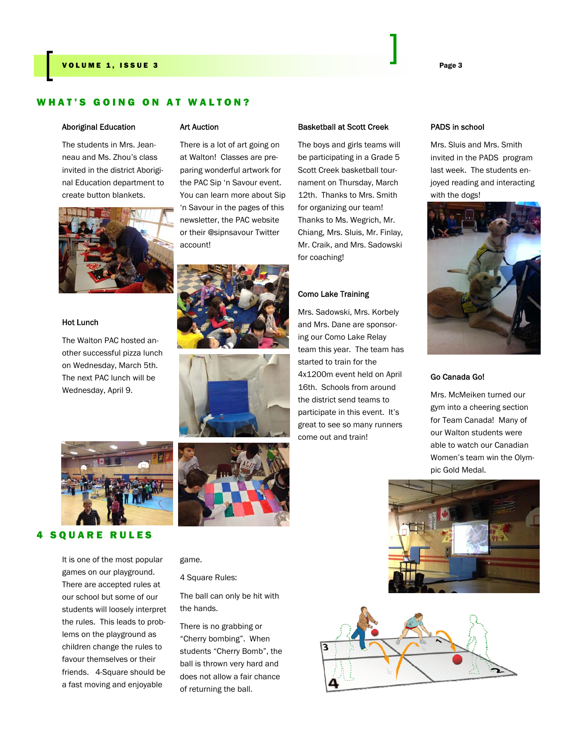## WHAT'S GOING ON AT WALTON?

### Aboriginal Education

The students in Mrs. Jeanneau and Ms. Zhou's class invited in the district Aboriginal Education department to create button blankets.

### Hot Lunch

The Walton PAC hosted another successful pizza lunch on Wednesday, March 5th. The next PAC lunch will be Wednesday, April 9.

### Art Auction

There is a lot of art going on at Walton! Classes are preparing wonderful artwork for the PAC Sip 'n Savour event. You can learn more about Sip 'n Savour in the pages of this newsletter, the PAC website or their @sipnsavour Twitter account!

### Basketball at Scott Creek

The boys and girls teams will be participating in a Grade 5 Scott Creek basketball tournament on Thursday, March 12th. Thanks to Mrs. Smith for organizing our team! Thanks to Ms. Wegrich, Mr. Chiang, Mrs. Sluis, Mr. Finlay, Mr. Craik, and Mrs. Sadowski for coaching!

### Como Lake Training

Mrs. Sadowski, Mrs. Korbely and Mrs. Dane are sponsoring our Como Lake Relay team this year. The team has started to train for the 4x1200m event held on April 16th. Schools from around the district send teams to participate in this event. It's great to see so many runners come out and train!

### PADS in school

Mrs. Sluis and Mrs. Smith invited in the PADS program last week. The students enjoyed reading and interacting with the dogs!

### Go Canada Go!

Mrs. McMeiken turned our gym into a cheering section for Team Canada! Many of our Walton students were able to watch our Canadian Women's team win the Olympic Gold Medal.

## 4 SQUARE RULES

It is one of the most popular games on our playground. There are accepted rules at our school but some of our students will loosely interpret the rules. This leads to problems on the playground as children change the rules to favour themselves or their friends. 4-Square should be a fast moving and enjoyable game.

4 Square Rules:

The ball can only be hit with the hands.

There is no grabbing or "Cherry bombing". When students "Cherry Bomb", the ball is thrown very hard and does not allow a fair chance of returning the ball.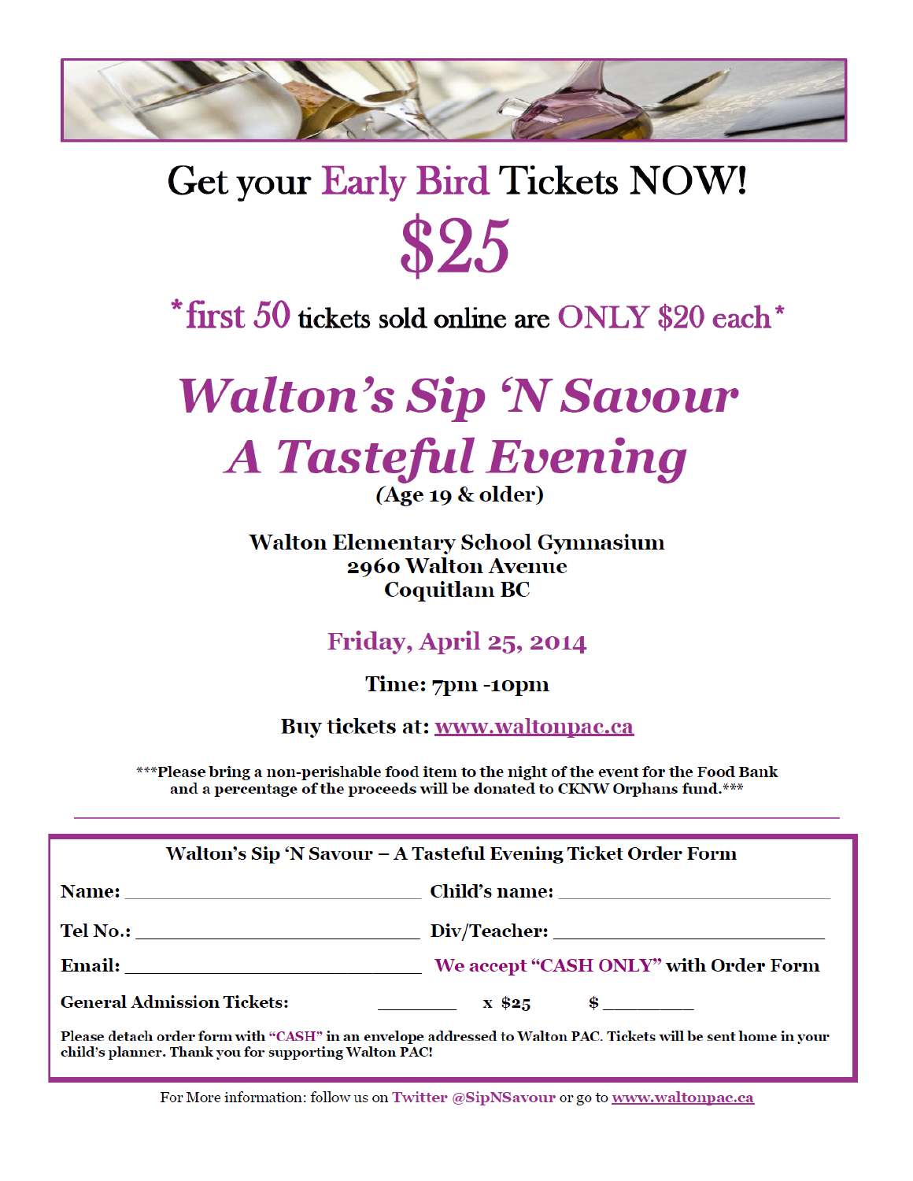# Get your Early Bird Tickets NOW!

# $25

## *first 50 tickets sold online are ONLY $20 each*

# *Walton's Sip 'N Savour*
# *A Tasteful Evening*

(Age 19 & older)

**Walton Elementary School Gymnasium**
**2960 Walton Avenue**
**Coquitlam BC**

## Friday, April 25, 2014

**Time: 7pm -10pm**

**Buy tickets at: www.waltonpac.ca**

**\*\*\*Please bring a non-perishable food item to the night of the event for the Food Bank and a percentage of the proceeds will be donated to CKNW Orphans fund.\*\*\***

---

**Walton's Sip 'N Savour – A Tasteful Evening Ticket Order Form**

**Name:** ______________________ **Child's name:** ______________________

**Tel No.:** ______________________ **Div/Teacher:** ______________________

**Email:** ______________________ **We accept "CASH ONLY" with Order Form**

**General Admission Tickets:** ________ **x $25** **$** __________

**Please detach order form with "CASH" in an envelope addressed to Walton PAC. Tickets will be sent home in your child's planner. Thank you for supporting Walton PAC!**

For More information: follow us on **Twitter @SipNSavour** or go to **www.waltonpac.ca**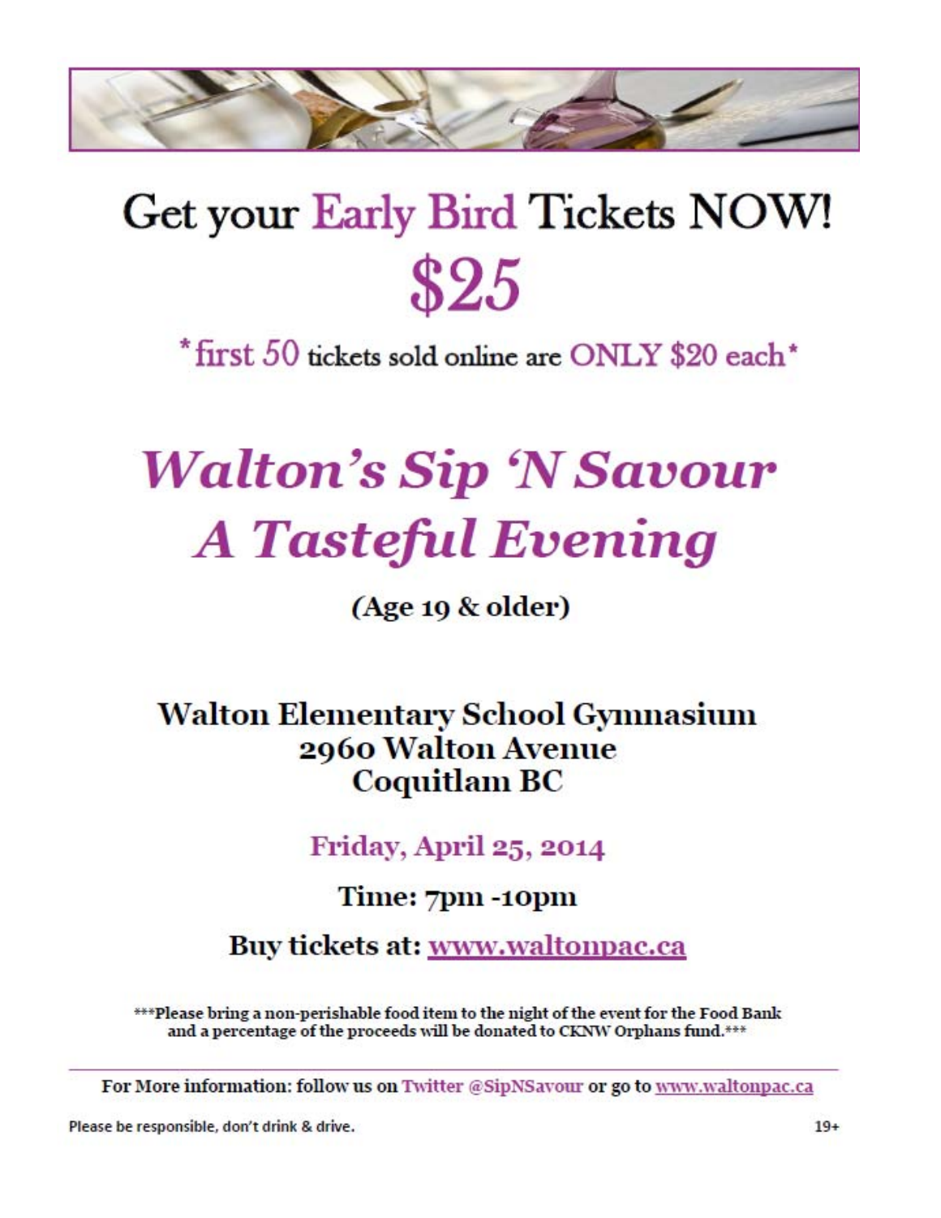# Get your Early Bird Tickets NOW!

# $25

*first 50 tickets sold online are ONLY $20 each*

# *Walton's Sip 'N Savour*
# *A Tasteful Evening*

**(Age 19 & older)**

## Walton Elementary School Gymnasium
## 2960 Walton Avenue
## Coquitlam BC

**Friday, April 25, 2014**

**Time: 7pm -10pm**

**Buy tickets at: www.waltonpac.ca**

***Please bring a non-perishable food item to the night of the event for the Food Bank and a percentage of the proceeds will be donated to CKNW Orphans fund.***

---

For More information: follow us on Twitter @SipNSavour or go to www.waltonpac.ca

Please be responsible, don't drink & drive.

19+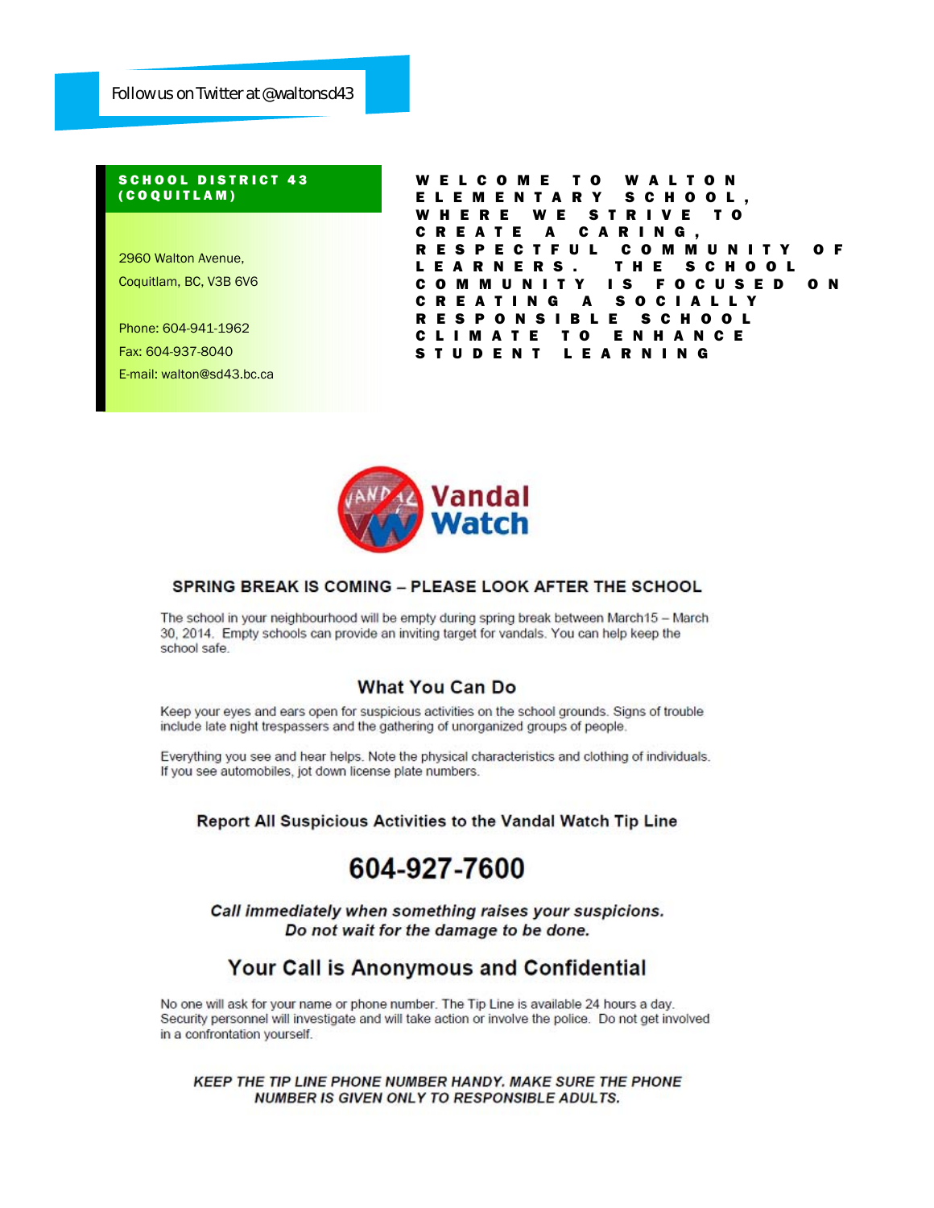Follow us on Twitter at @waltonsd43

**SCHOOL DISTRICT 43 (COQUITLAM)**

2960 Walton Avenue,
Coquitlam, BC, V3B 6V6

Phone: 604-941-1962
Fax: 604-937-8040
E-mail: walton@sd43.bc.ca

**WELCOME TO WALTON ELEMENTARY SCHOOL, WHERE WE STRIVE TO CREATE A CARING, RESPECTFUL COMMUNITY OF LEARNERS. THE SCHOOL COMMUNITY IS FOCUSED ON CREATING A SOCIALLY RESPONSIBLE SCHOOL CLIMATE TO ENHANCE STUDENT LEARNING**

Vandal Watch

## SPRING BREAK IS COMING – PLEASE LOOK AFTER THE SCHOOL

The school in your neighbourhood will be empty during spring break between March15 – March 30, 2014. Empty schools can provide an inviting target for vandals. You can help keep the school safe.

### What You Can Do

Keep your eyes and ears open for suspicious activities on the school grounds. Signs of trouble include late night trespassers and the gathering of unorganized groups of people.

Everything you see and hear helps. Note the physical characteristics and clothing of individuals. If you see automobiles, jot down license plate numbers.

**Report All Suspicious Activities to the Vandal Watch Tip Line**

# 604-927-7600

***Call immediately when something raises your suspicions. Do not wait for the damage to be done.***

### Your Call is Anonymous and Confidential

No one will ask for your name or phone number. The Tip Line is available 24 hours a day. Security personnel will investigate and will take action or involve the police. Do not get involved in a confrontation yourself.

***KEEP THE TIP LINE PHONE NUMBER HANDY. MAKE SURE THE PHONE NUMBER IS GIVEN ONLY TO RESPONSIBLE ADULTS.***